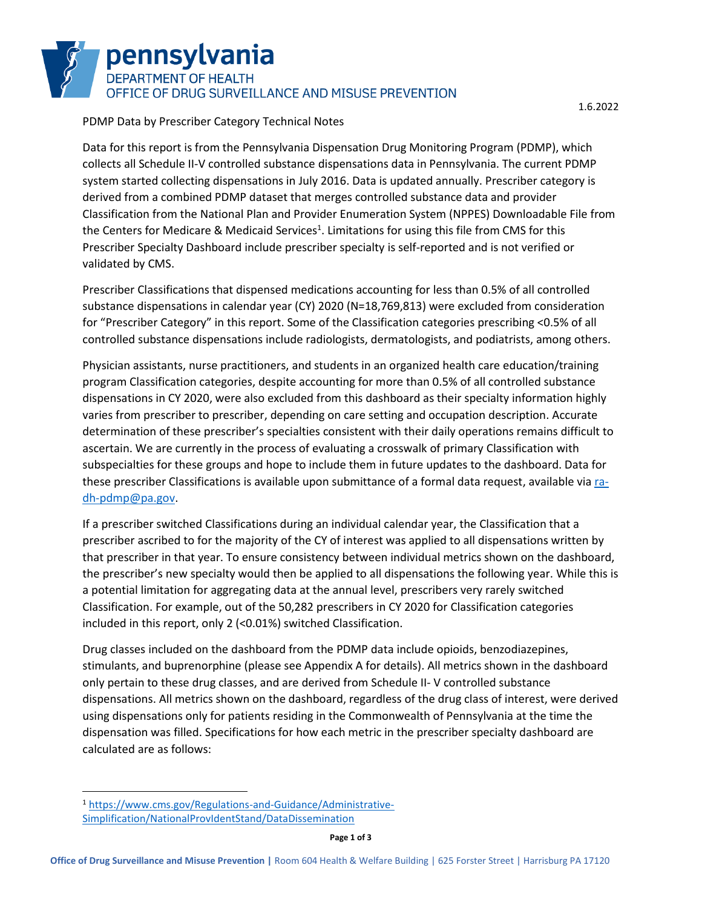# pennsylvania

DEPARTMENT OF HEALTH

OFFICE OF DRUG SURVEILLANCE AND MISUSE PREVENTION

1.6.2022

PDMP Data by Prescriber Category Technical Notes

Data for this report is from the Pennsylvania Dispensation Drug Monitoring Program (PDMP), which collects all Schedule II-V controlled substance dispensations data in Pennsylvania. The current PDMP system started collecting dispensations in July 2016. Data is updated annually. Prescriber category is derived from a combined PDMP dataset that merges controlled substance data and provider Classification from the National Plan and Provider Enumeration System (NPPES) Downloadable File from the Centers for Medicare & Medicaid Services[1]. Limitations for using this file from CMS for this Prescriber Specialty Dashboard include prescriber specialty is self-reported and is not verified or validated by CMS.

Prescriber Classifications that dispensed medications accounting for less than 0.5% of all controlled substance dispensations in calendar year (CY) 2020 (N=18,769,813) were excluded from consideration for "Prescriber Category" in this report. Some of the Classification categories prescribing <0.5% of all controlled substance dispensations include radiologists, dermatologists, and podiatrists, among others.

Physician assistants, nurse practitioners, and students in an organized health care education/training program Classification categories, despite accounting for more than 0.5% of all controlled substance dispensations in CY 2020, were also excluded from this dashboard as their specialty information highly varies from prescriber to prescriber, depending on care setting and occupation description. Accurate determination of these prescriber's specialties consistent with their daily operations remains difficult to ascertain. We are currently in the process of evaluating a crosswalk of primary Classification with subspecialties for these groups and hope to include them in future updates to the dashboard. Data for these prescriber Classifications is available upon submittance of a formal data request, available via [ra-dh-pdmp@pa.gov](mailto:ra-dh-pdmp@pa.gov).

If a prescriber switched Classifications during an individual calendar year, the Classification that a prescriber ascribed to for the majority of the CY of interest was applied to all dispensations written by that prescriber in that year. To ensure consistency between individual metrics shown on the dashboard, the prescriber's new specialty would then be applied to all dispensations the following year. While this is a potential limitation for aggregating data at the annual level, prescribers very rarely switched Classification. For example, out of the 50,282 prescribers in CY 2020 for Classification categories included in this report, only 2 (<0.01%) switched Classification.

Drug classes included on the dashboard from the PDMP data include opioids, benzodiazepines, stimulants, and buprenorphine (please see Appendix A for details). All metrics shown in the dashboard only pertain to these drug classes, and are derived from Schedule II- V controlled substance dispensations. All metrics shown on the dashboard, regardless of the drug class of interest, were derived using dispensations only for patients residing in the Commonwealth of Pennsylvania at the time the dispensation was filled. Specifications for how each metric in the prescriber specialty dashboard are calculated are as follows:

---

[1] https://www.cms.gov/Regulations-and-Guidance/Administrative-Simplification/NationalProvIdentStand/DataDissemination

**Office of Drug Surveillance and Misuse Prevention** | Room 604 Health & Welfare Building | 625 Forster Street | Harrisburg PA 17120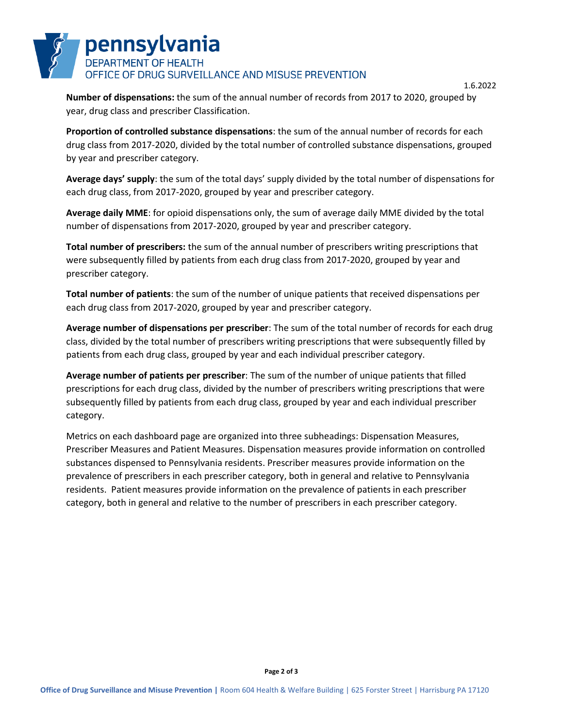**Number of dispensations:** the sum of the annual number of records from 2017 to 2020, grouped by year, drug class and prescriber Classification.

**Proportion of controlled substance dispensations**: the sum of the annual number of records for each drug class from 2017-2020, divided by the total number of controlled substance dispensations, grouped by year and prescriber category.

**Average days' supply**: the sum of the total days' supply divided by the total number of dispensations for each drug class, from 2017-2020, grouped by year and prescriber category.

**Average daily MME**: for opioid dispensations only, the sum of average daily MME divided by the total number of dispensations from 2017-2020, grouped by year and prescriber category.

**Total number of prescribers:** the sum of the annual number of prescribers writing prescriptions that were subsequently filled by patients from each drug class from 2017-2020, grouped by year and prescriber category.

**Total number of patients**: the sum of the number of unique patients that received dispensations per each drug class from 2017-2020, grouped by year and prescriber category.

**Average number of dispensations per prescriber**: The sum of the total number of records for each drug class, divided by the total number of prescribers writing prescriptions that were subsequently filled by patients from each drug class, grouped by year and each individual prescriber category.

**Average number of patients per prescriber**: The sum of the number of unique patients that filled prescriptions for each drug class, divided by the number of prescribers writing prescriptions that were subsequently filled by patients from each drug class, grouped by year and each individual prescriber category.

Metrics on each dashboard page are organized into three subheadings: Dispensation Measures, Prescriber Measures and Patient Measures. Dispensation measures provide information on controlled substances dispensed to Pennsylvania residents. Prescriber measures provide information on the prevalence of prescribers in each prescriber category, both in general and relative to Pennsylvania residents. Patient measures provide information on the prevalence of patients in each prescriber category, both in general and relative to the number of prescribers in each prescriber category.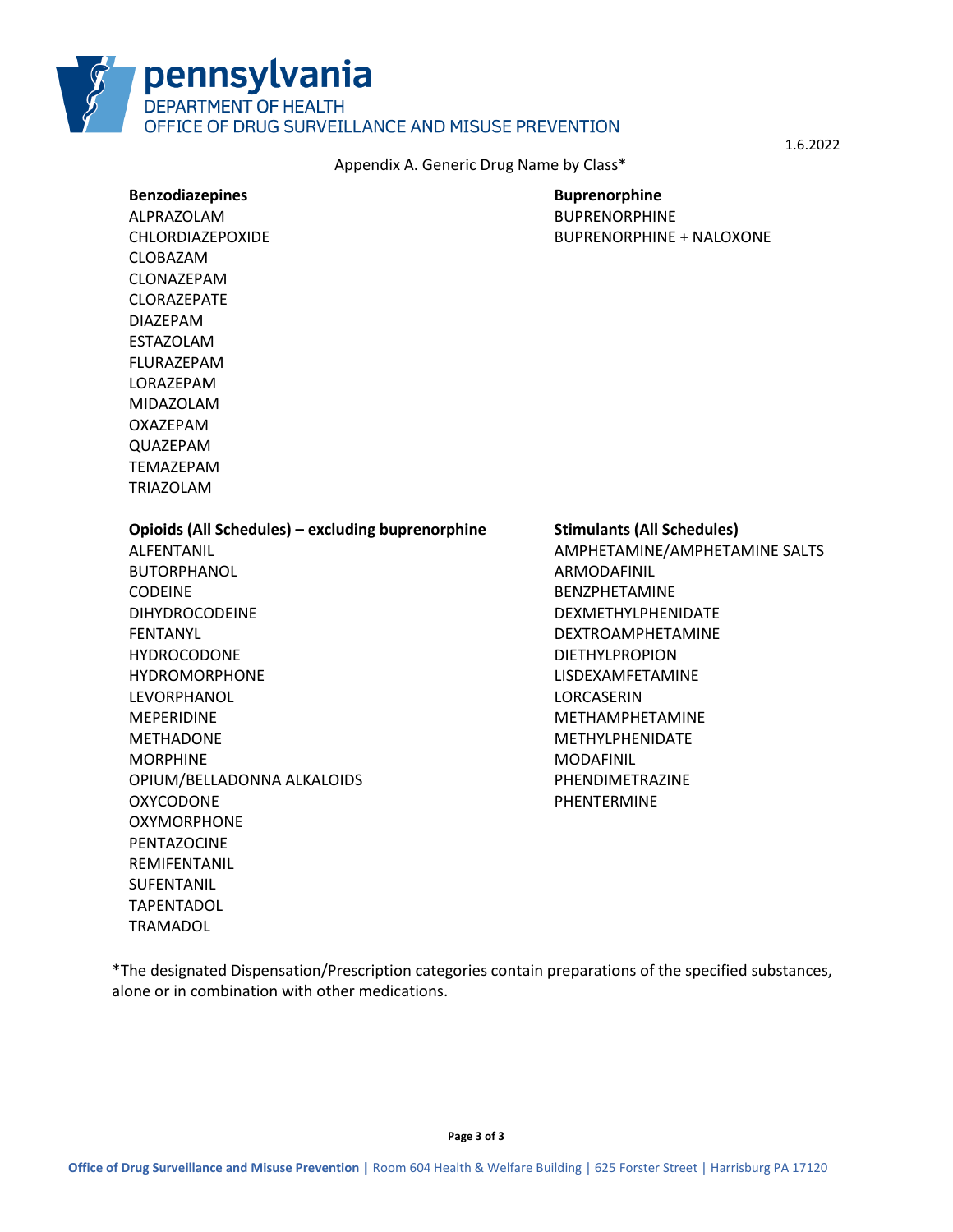pennsylvania
DEPARTMENT OF HEALTH
OFFICE OF DRUG SURVEILLANCE AND MISUSE PREVENTION

1.6.2022

Appendix A. Generic Drug Name by Class*

**Benzodiazepines**

ALPRAZOLAM
CHLORDIAZEPOXIDE
CLOBAZAM
CLONAZEPAM
CLORAZEPATE
DIAZEPAM
ESTAZOLAM
FLURAZEPAM
LORAZEPAM
MIDAZOLAM
OXAZEPAM
QUAZEPAM
TEMAZEPAM
TRIAZOLAM

**Buprenorphine**

BUPRENORPHINE
BUPRENORPHINE + NALOXONE

**Opioids (All Schedules) – excluding buprenorphine**

ALFENTANIL
BUTORPHANOL
CODEINE
DIHYDROCODEINE
FENTANYL
HYDROCODONE
HYDROMORPHONE
LEVORPHANOL
MEPERIDINE
METHADONE
MORPHINE
OPIUM/BELLADONNA ALKALOIDS
OXYCODONE
OXYMORPHONE
PENTAZOCINE
REMIFENTANIL
SUFENTANIL
TAPENTADOL
TRAMADOL

**Stimulants (All Schedules)**

AMPHETAMINE/AMPHETAMINE SALTS
ARMODAFINIL
BENZPHETAMINE
DEXMETHYLPHENIDATE
DEXTROAMPHETAMINE
DIETHYLPROPION
LISDEXAMFETAMINE
LORCASERIN
METHAMPHETAMINE
METHYLPHENIDATE
MODAFINIL
PHENDIMETRAZINE
PHENTERMINE

*The designated Dispensation/Prescription categories contain preparations of the specified substances, alone or in combination with other medications.

**Office of Drug Surveillance and Misuse Prevention |** Room 604 Health & Welfare Building | 625 Forster Street | Harrisburg PA 17120